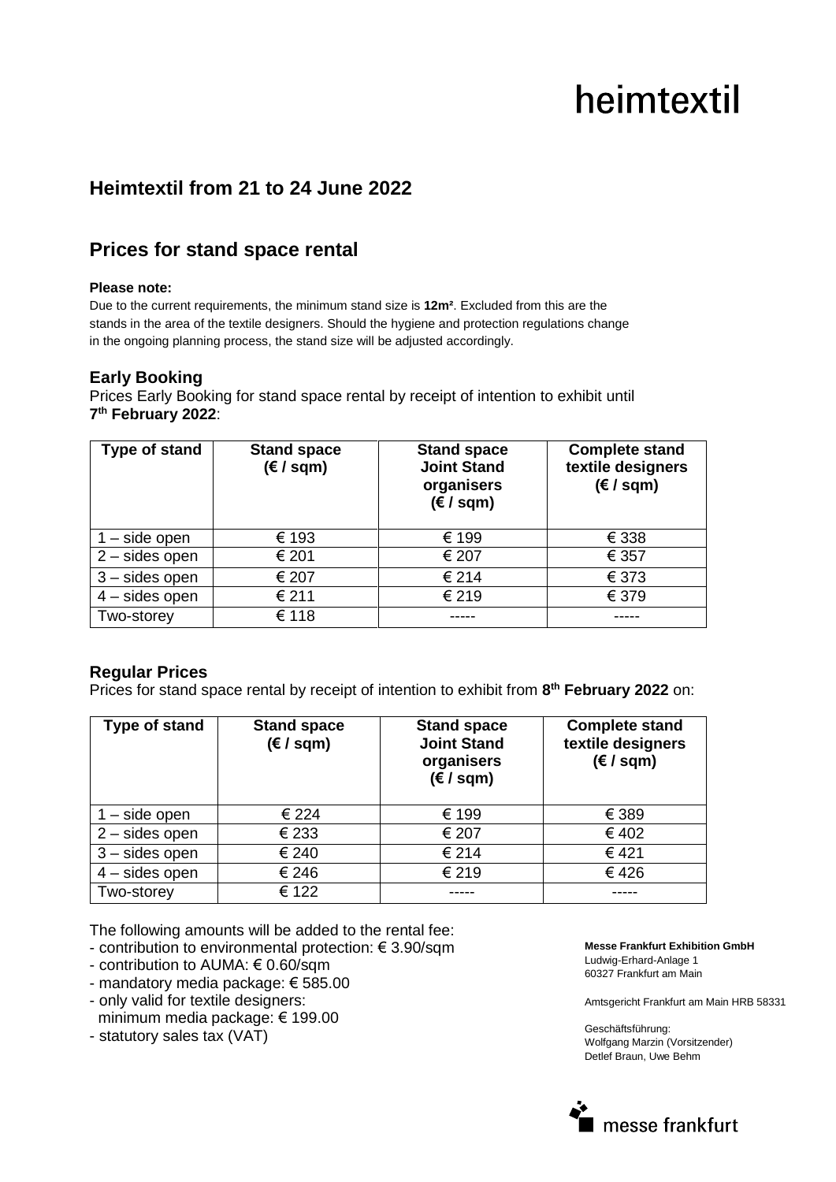heimtextil

## Heimtextil from 21 to 24 June 2022

## Prices for stand space rental

**Please note:**

Due to the current requirements, the minimum stand size is **12m²**. Excluded from this are the stands in the area of the textile designers. Should the hygiene and protection regulations change in the ongoing planning process, the stand size will be adjusted accordingly.

### Early Booking

Prices Early Booking for stand space rental by receipt of intention to exhibit until **7th February 2022**:

| Type of stand | Stand space (€ / sqm) | Stand space Joint Stand organisers (€ / sqm) | Complete stand textile designers (€ / sqm) |
|---|---|---|---|
| 1 – side open | € 193 | € 199 | € 338 |
| 2 – sides open | € 201 | € 207 | € 357 |
| 3 – sides open | € 207 | € 214 | € 373 |
| 4 – sides open | € 211 | € 219 | € 379 |
| Two-storey | € 118 | ----- | ----- |

### Regular Prices

Prices for stand space rental by receipt of intention to exhibit from **8th February 2022** on:

| Type of stand | Stand space (€ / sqm) | Stand space Joint Stand organisers (€ / sqm) | Complete stand textile designers (€ / sqm) |
|---|---|---|---|
| 1 – side open | € 224 | € 199 | € 389 |
| 2 – sides open | € 233 | € 207 | € 402 |
| 3 – sides open | € 240 | € 214 | € 421 |
| 4 – sides open | € 246 | € 219 | € 426 |
| Two-storey | € 122 | ----- | ----- |

The following amounts will be added to the rental fee:

- contribution to environmental protection: € 3.90/sqm
- contribution to AUMA: € 0.60/sqm
- mandatory media package: € 585.00
- only valid for textile designers:
  minimum media package: € 199.00
- statutory sales tax (VAT)

**Messe Frankfurt Exhibition GmbH**
Ludwig-Erhard-Anlage 1
60327 Frankfurt am Main

Amtsgericht Frankfurt am Main HRB 58331

Geschäftsführung:
Wolfgang Marzin (Vorsitzender)
Detlef Braun, Uwe Behm

messe frankfurt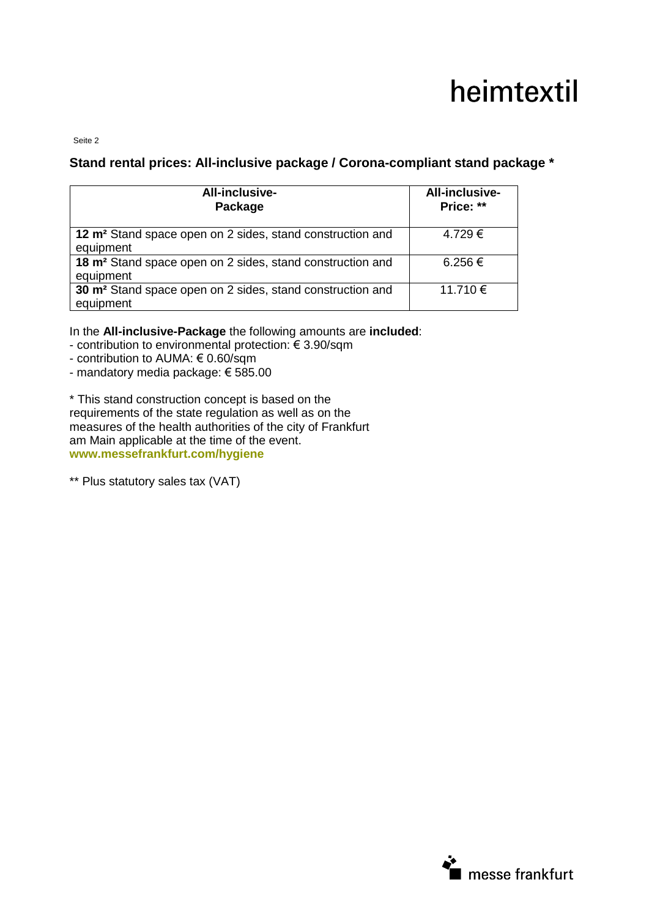## Stand rental prices: All-inclusive package / Corona-compliant stand package *

| All-inclusive-<br>Package | All-inclusive-<br>Price: ** |
|---|---|
| **12 m²** Stand space open on 2 sides, stand construction and equipment | 4.729 € |
| **18 m²** Stand space open on 2 sides, stand construction and equipment | 6.256 € |
| **30 m²** Stand space open on 2 sides, stand construction and equipment | 11.710 € |

In the **All-inclusive-Package** the following amounts are **included**:

- contribution to environmental protection: € 3.90/sqm
- contribution to AUMA: € 0.60/sqm
- mandatory media package: € 585.00

* This stand construction concept is based on the requirements of the state regulation as well as on the measures of the health authorities of the city of Frankfurt am Main applicable at the time of the event.
**www.messefrankfurt.com/hygiene**

** Plus statutory sales tax (VAT)